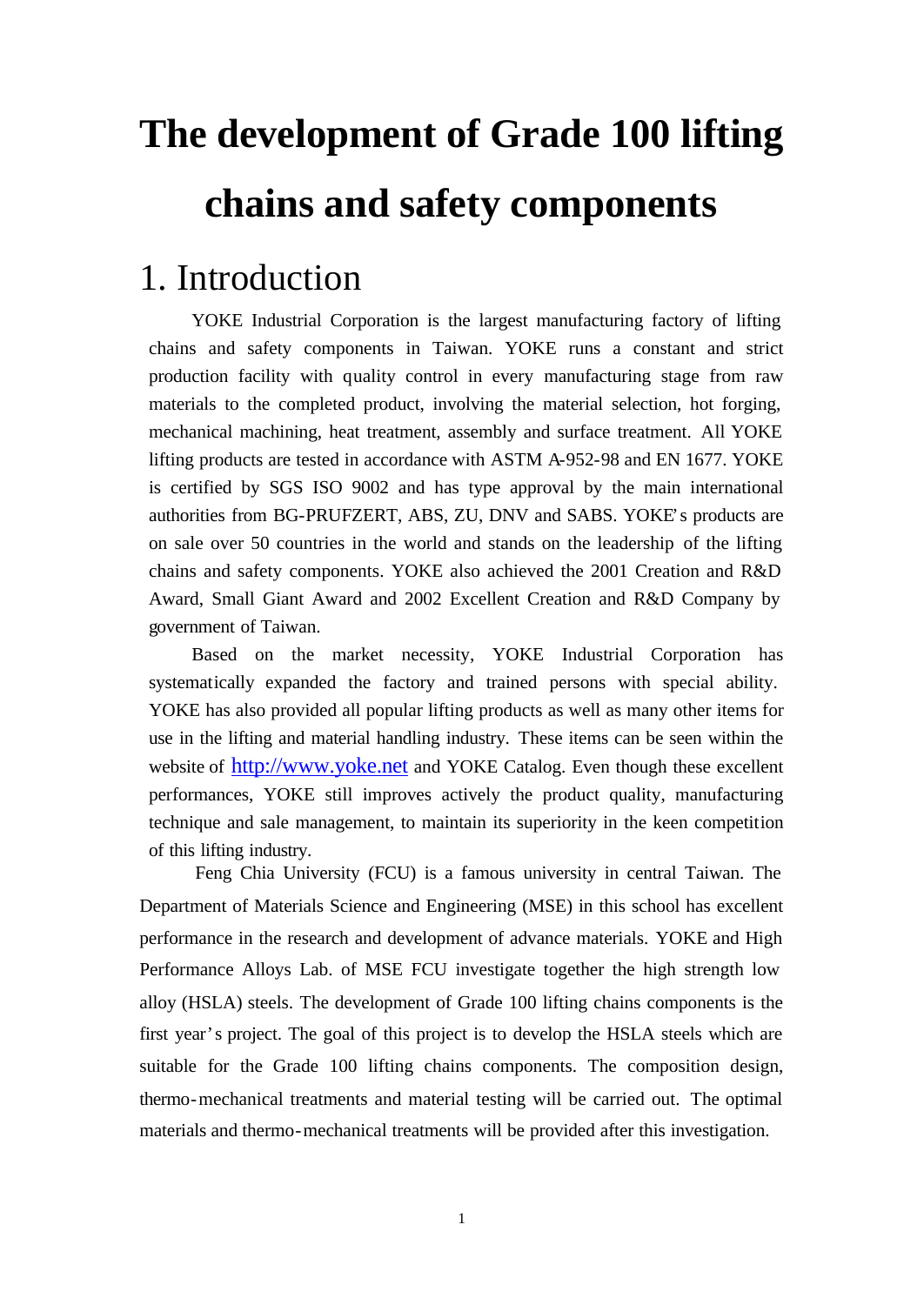# The development of Grade 100 lifting chains and safety components

## 1. Introduction

YOKE Industrial Corporation is the largest manufacturing factory of lifting chains and safety components in Taiwan. YOKE runs a constant and strict production facility with quality control in every manufacturing stage from raw materials to the completed product, involving the material selection, hot forging, mechanical machining, heat treatment, assembly and surface treatment. All YOKE lifting products are tested in accordance with ASTM A-952-98 and EN 1677. YOKE is certified by SGS ISO 9002 and has type approval by the main international authorities from BG-PRUFZERT, ABS, ZU, DNV and SABS. YOKE's products are on sale over 50 countries in the world and stands on the leadership of the lifting chains and safety components. YOKE also achieved the 2001 Creation and R&D Award, Small Giant Award and 2002 Excellent Creation and R&D Company by government of Taiwan.

Based on the market necessity, YOKE Industrial Corporation has systematically expanded the factory and trained persons with special ability. YOKE has also provided all popular lifting products as well as many other items for use in the lifting and material handling industry. These items can be seen within the website of http://www.yoke.net and YOKE Catalog. Even though these excellent performances, YOKE still improves actively the product quality, manufacturing technique and sale management, to maintain its superiority in the keen competition of this lifting industry.

Feng Chia University (FCU) is a famous university in central Taiwan. The Department of Materials Science and Engineering (MSE) in this school has excellent performance in the research and development of advance materials. YOKE and High Performance Alloys Lab. of MSE FCU investigate together the high strength low alloy (HSLA) steels. The development of Grade 100 lifting chains components is the first year's project. The goal of this project is to develop the HSLA steels which are suitable for the Grade 100 lifting chains components. The composition design, thermo-mechanical treatments and material testing will be carried out. The optimal materials and thermo-mechanical treatments will be provided after this investigation.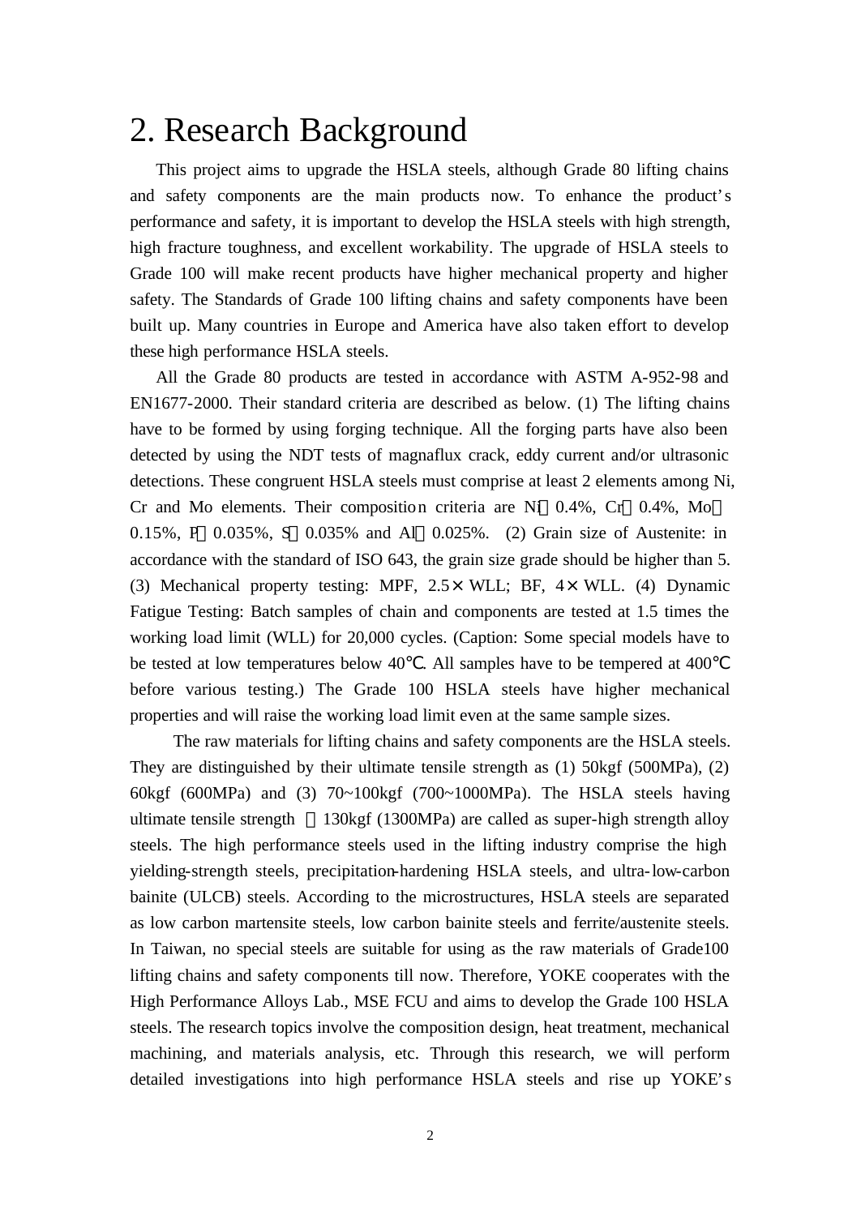# 2. Research Background

This project aims to upgrade the HSLA steels, although Grade 80 lifting chains and safety components are the main products now. To enhance the product's performance and safety, it is important to develop the HSLA steels with high strength, high fracture toughness, and excellent workability. The upgrade of HSLA steels to Grade 100 will make recent products have higher mechanical property and higher safety. The Standards of Grade 100 lifting chains and safety components have been built up. Many countries in Europe and America have also taken effort to develop these high performance HSLA steels.

All the Grade 80 products are tested in accordance with ASTM A-952-98 and EN1677-2000. Their standard criteria are described as below. (1) The lifting chains have to be formed by using forging technique. All the forging parts have also been detected by using the NDT tests of magnaflux crack, eddy current and/or ultrasonic detections. These congruent HSLA steels must comprise at least 2 elements among Ni, Cr and Mo elements. Their composition criteria are Ni≧0.4%, Cr≧0.4%, Mo≧0.15%, P≦0.035%, S≦0.035% and Al≧0.025%. (2) Grain size of Austenite: in accordance with the standard of ISO 643, the grain size grade should be higher than 5. (3) Mechanical property testing: MPF, 2.5× WLL; BF, 4× WLL. (4) Dynamic Fatigue Testing: Batch samples of chain and components are tested at 1.5 times the working load limit (WLL) for 20,000 cycles. (Caption: Some special models have to be tested at low temperatures below 40℃. All samples have to be tempered at 400℃ before various testing.) The Grade 100 HSLA steels have higher mechanical properties and will raise the working load limit even at the same sample sizes.

The raw materials for lifting chains and safety components are the HSLA steels. They are distinguished by their ultimate tensile strength as (1) 50kgf (500MPa), (2) 60kgf (600MPa) and (3) 70~100kgf (700~1000MPa). The HSLA steels having ultimate tensile strength ≧130kgf (1300MPa) are called as super-high strength alloy steels. The high performance steels used in the lifting industry comprise the high yielding-strength steels, precipitation-hardening HSLA steels, and ultra-low-carbon bainite (ULCB) steels. According to the microstructures, HSLA steels are separated as low carbon martensite steels, low carbon bainite steels and ferrite/austenite steels. In Taiwan, no special steels are suitable for using as the raw materials of Grade100 lifting chains and safety components till now. Therefore, YOKE cooperates with the High Performance Alloys Lab., MSE FCU and aims to develop the Grade 100 HSLA steels. The research topics involve the composition design, heat treatment, mechanical machining, and materials analysis, etc. Through this research, we will perform detailed investigations into high performance HSLA steels and rise up YOKE's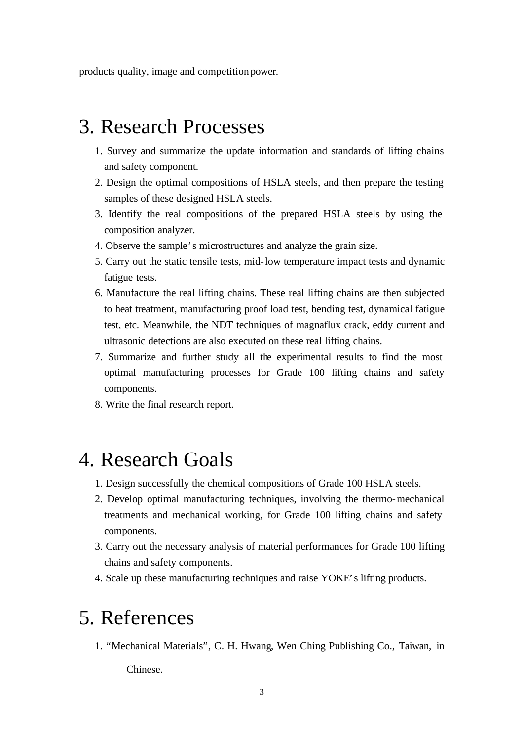products quality, image and competition power.

# 3. Research Processes

1. Survey and summarize the update information and standards of lifting chains and safety component.
2. Design the optimal compositions of HSLA steels, and then prepare the testing samples of these designed HSLA steels.
3. Identify the real compositions of the prepared HSLA steels by using the composition analyzer.
4. Observe the sample's microstructures and analyze the grain size.
5. Carry out the static tensile tests, mid-low temperature impact tests and dynamic fatigue tests.
6. Manufacture the real lifting chains. These real lifting chains are then subjected to heat treatment, manufacturing proof load test, bending test, dynamical fatigue test, etc. Meanwhile, the NDT techniques of magnaflux crack, eddy current and ultrasonic detections are also executed on these real lifting chains.
7. Summarize and further study all the experimental results to find the most optimal manufacturing processes for Grade 100 lifting chains and safety components.
8. Write the final research report.

# 4. Research Goals

1. Design successfully the chemical compositions of Grade 100 HSLA steels.
2. Develop optimal manufacturing techniques, involving the thermo-mechanical treatments and mechanical working, for Grade 100 lifting chains and safety components.
3. Carry out the necessary analysis of material performances for Grade 100 lifting chains and safety components.
4. Scale up these manufacturing techniques and raise YOKE's lifting products.

# 5. References

1. "Mechanical Materials", C. H. Hwang, Wen Ching Publishing Co., Taiwan, in Chinese.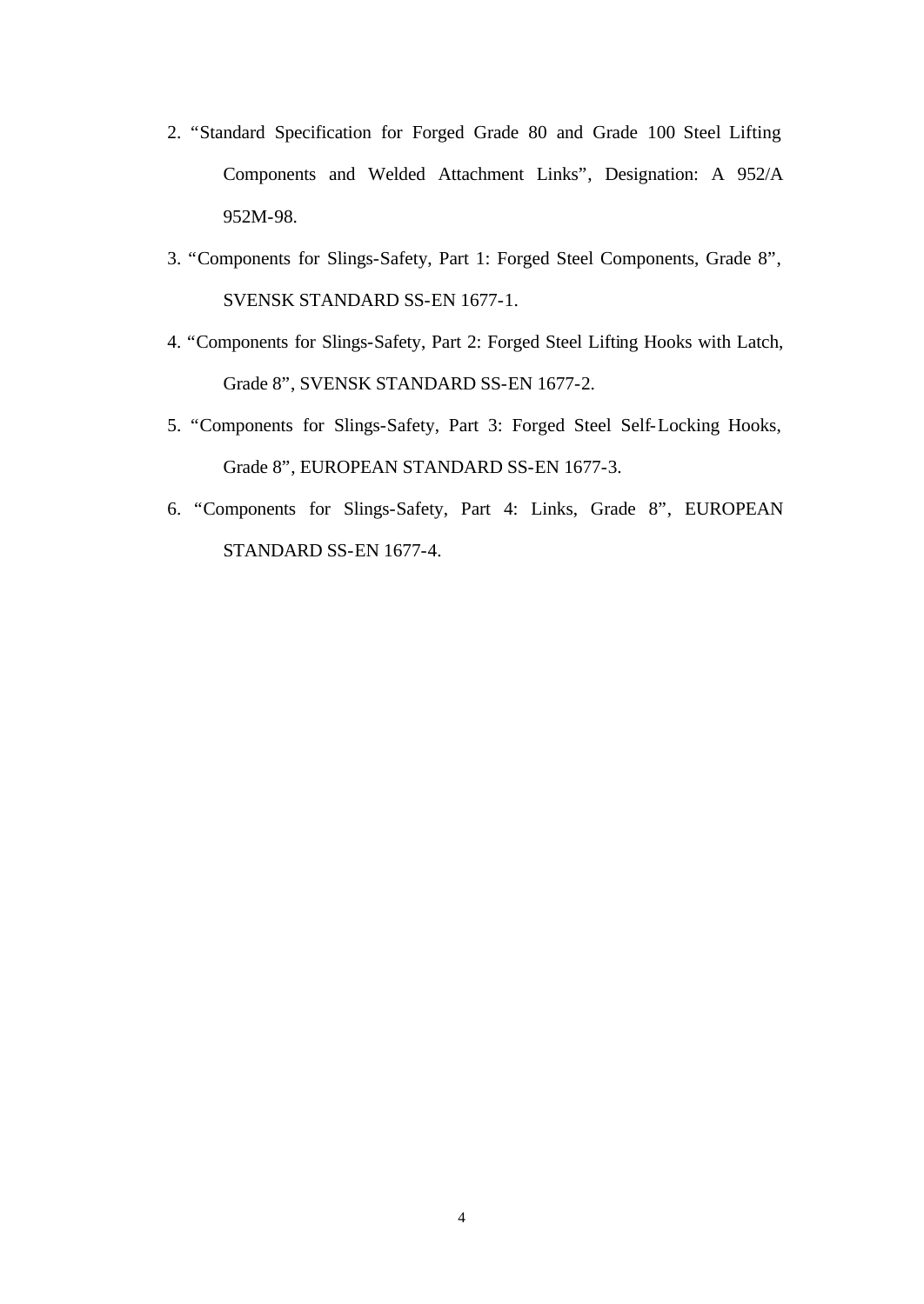2. "Standard Specification for Forged Grade 80 and Grade 100 Steel Lifting Components and Welded Attachment Links", Designation: A 952/A 952M-98.
3. "Components for Slings-Safety, Part 1: Forged Steel Components, Grade 8", SVENSK STANDARD SS-EN 1677-1.
4. "Components for Slings-Safety, Part 2: Forged Steel Lifting Hooks with Latch, Grade 8", SVENSK STANDARD SS-EN 1677-2.
5. "Components for Slings-Safety, Part 3: Forged Steel Self-Locking Hooks, Grade 8", EUROPEAN STANDARD SS-EN 1677-3.
6. "Components for Slings-Safety, Part 4: Links, Grade 8", EUROPEAN STANDARD SS-EN 1677-4.